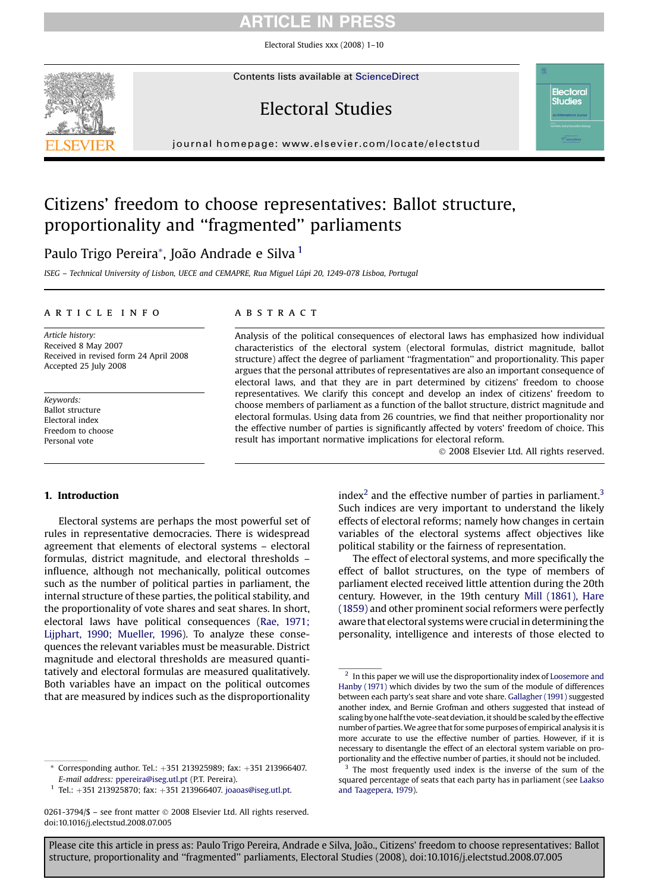# Citizens' freedom to choose representatives: Ballot structure, proportionality and "fragmented" parliaments

Paulo Trigo Pereira*, João Andrade e Silva [1]

*ISEG – Technical University of Lisbon, UECE and CEMAPRE, Rua Miguel Lúpi 20, 1249-078 Lisboa, Portugal*

## ARTICLE INFO

*Article history:*
Received 8 May 2007
Received in revised form 24 April 2008
Accepted 25 July 2008

*Keywords:*
Ballot structure
Electoral index
Freedom to choose
Personal vote

## ABSTRACT

Analysis of the political consequences of electoral laws has emphasized how individual characteristics of the electoral system (electoral formulas, district magnitude, ballot structure) affect the degree of parliament "fragmentation" and proportionality. This paper argues that the personal attributes of representatives are also an important consequence of electoral laws, and that they are in part determined by citizens' freedom to choose representatives. We clarify this concept and develop an index of citizens' freedom to choose members of parliament as a function of the ballot structure, district magnitude and electoral formulas. Using data from 26 countries, we find that neither proportionality nor the effective number of parties is significantly affected by voters' freedom of choice. This result has important normative implications for electoral reform.

© 2008 Elsevier Ltd. All rights reserved.

## 1. Introduction

Electoral systems are perhaps the most powerful set of rules in representative democracies. There is widespread agreement that elements of electoral systems – electoral formulas, district magnitude, and electoral thresholds – influence, although not mechanically, political outcomes such as the number of political parties in parliament, the internal structure of these parties, the political stability, and the proportionality of vote shares and seat shares. In short, electoral laws have political consequences (Rae, 1971; Lijphart, 1990; Mueller, 1996). To analyze these consequences the relevant variables must be measurable. District magnitude and electoral thresholds are measured quantitatively and electoral formulas are measured qualitatively. Both variables have an impact on the political outcomes that are measured by indices such as the disproportionality index[2] and the effective number of parties in parliament.[3] Such indices are very important to understand the likely effects of electoral reforms; namely how changes in certain variables of the electoral systems affect objectives like political stability or the fairness of representation.

The effect of electoral systems, and more specifically the effect of ballot structures, on the type of members of parliament elected received little attention during the 20th century. However, in the 19th century Mill (1861), Hare (1859) and other prominent social reformers were perfectly aware that electoral systems were crucial in determining the personality, intelligence and interests of those elected to

---

* Corresponding author. Tel.: +351 213925989; fax: +351 213966407. *E-mail address:* ppereira@iseg.utl.pt (P.T. Pereira).

[1] Tel.: +351 213925870; fax: +351 213966407. joaoas@iseg.utl.pt.

[2] In this paper we will use the disproportionality index of Loosemore and Hanby (1971) which divides by two the sum of the module of differences between each party's seat share and vote share. Gallagher (1991) suggested another index, and Bernie Grofman and others suggested that instead of scaling by one half the vote-seat deviation, it should be scaled by the effective number of parties. We agree that for some purposes of empirical analysis it is more accurate to use the effective number of parties. However, if it is necessary to disentangle the effect of an electoral system variable on proportionality and the effective number of parties, it should not be included.

[3] The most frequently used index is the inverse of the sum of the squared percentage of seats that each party has in parliament (see Laakso and Taagepera, 1979).

0261-3794/$ – see front matter © 2008 Elsevier Ltd. All rights reserved.
doi:10.1016/j.electstud.2008.07.005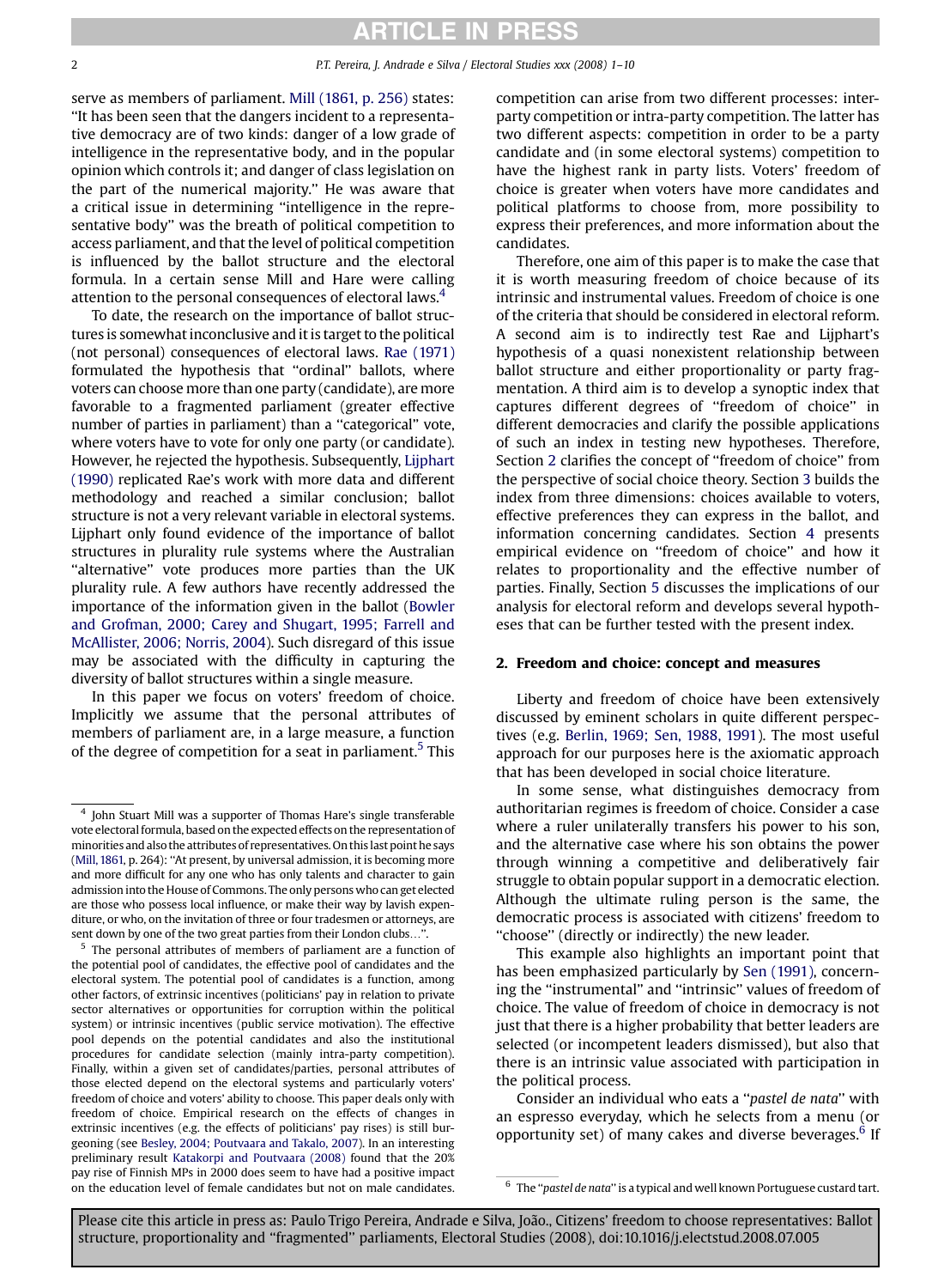serve as members of parliament. Mill (1861, p. 256) states: "It has been seen that the dangers incident to a representative democracy are of two kinds: danger of a low grade of intelligence in the representative body, and in the popular opinion which controls it; and danger of class legislation on the part of the numerical majority." He was aware that a critical issue in determining "intelligence in the representative body" was the breath of political competition to access parliament, and that the level of political competition is influenced by the ballot structure and the electoral formula. In a certain sense Mill and Hare were calling attention to the personal consequences of electoral laws.[4]

To date, the research on the importance of ballot structures is somewhat inconclusive and it is target to the political (not personal) consequences of electoral laws. Rae (1971) formulated the hypothesis that "ordinal" ballots, where voters can choose more than one party (candidate), are more favorable to a fragmented parliament (greater effective number of parties in parliament) than a "categorical" vote, where voters have to vote for only one party (or candidate). However, he rejected the hypothesis. Subsequently, Lijphart (1990) replicated Rae's work with more data and different methodology and reached a similar conclusion; ballot structure is not a very relevant variable in electoral systems. Lijphart only found evidence of the importance of ballot structures in plurality rule systems where the Australian "alternative" vote produces more parties than the UK plurality rule. A few authors have recently addressed the importance of the information given in the ballot (Bowler and Grofman, 2000; Carey and Shugart, 1995; Farrell and McAllister, 2006; Norris, 2004). Such disregard of this issue may be associated with the difficulty in capturing the diversity of ballot structures within a single measure.

In this paper we focus on voters' freedom of choice. Implicitly we assume that the personal attributes of members of parliament are, in a large measure, a function of the degree of competition for a seat in parliament.[5] This competition can arise from two different processes: inter-party competition or intra-party competition. The latter has two different aspects: competition in order to be a party candidate and (in some electoral systems) competition to have the highest rank in party lists. Voters' freedom of choice is greater when voters have more candidates and political platforms to choose from, more possibility to express their preferences, and more information about the candidates.

Therefore, one aim of this paper is to make the case that it is worth measuring freedom of choice because of its intrinsic and instrumental values. Freedom of choice is one of the criteria that should be considered in electoral reform. A second aim is to indirectly test Rae and Lijphart's hypothesis of a quasi nonexistent relationship between ballot structure and either proportionality or party fragmentation. A third aim is to develop a synoptic index that captures different degrees of "freedom of choice" in different democracies and clarify the possible applications of such an index in testing new hypotheses. Therefore, Section 2 clarifies the concept of "freedom of choice" from the perspective of social choice theory. Section 3 builds the index from three dimensions: choices available to voters, effective preferences they can express in the ballot, and information concerning candidates. Section 4 presents empirical evidence on "freedom of choice" and how it relates to proportionality and the effective number of parties. Finally, Section 5 discusses the implications of our analysis for electoral reform and develops several hypotheses that can be further tested with the present index.

## 2. Freedom and choice: concept and measures

Liberty and freedom of choice have been extensively discussed by eminent scholars in quite different perspectives (e.g. Berlin, 1969; Sen, 1988, 1991). The most useful approach for our purposes here is the axiomatic approach that has been developed in social choice literature.

In some sense, what distinguishes democracy from authoritarian regimes is freedom of choice. Consider a case where a ruler unilaterally transfers his power to his son, and the alternative case where his son obtains the power through winning a competitive and deliberatively fair struggle to obtain popular support in a democratic election. Although the ultimate ruling person is the same, the democratic process is associated with citizens' freedom to "choose" (directly or indirectly) the new leader.

This example also highlights an important point that has been emphasized particularly by Sen (1991), concerning the "instrumental" and "intrinsic" values of freedom of choice. The value of freedom of choice in democracy is not just that there is a higher probability that better leaders are selected (or incompetent leaders dismissed), but also that there is an intrinsic value associated with participation in the political process.

Consider an individual who eats a "*pastel de nata*" with an espresso everyday, which he selects from a menu (or opportunity set) of many cakes and diverse beverages.[6] If

---

[4] John Stuart Mill was a supporter of Thomas Hare's single transferable vote electoral formula, based on the expected effects on the representation of minorities and also the attributes of representatives. On this last point he says (Mill, 1861, p. 264): "At present, by universal admission, it is becoming more and more difficult for any one who has only talents and character to gain admission into the House of Commons. The only persons who can get elected are those who possess local influence, or make their way by lavish expenditure, or who, on the invitation of three or four tradesmen or attorneys, are sent down by one of the two great parties from their London clubs…".

[5] The personal attributes of members of parliament are a function of the potential pool of candidates, the effective pool of candidates and the electoral system. The potential pool of candidates is a function, among other factors, of extrinsic incentives (politicians' pay in relation to private sector alternatives or opportunities for corruption within the political system) or intrinsic incentives (public service motivation). The effective pool depends on the potential candidates and also the institutional procedures for candidate selection (mainly intra-party competition). Finally, within a given set of candidates/parties, personal attributes of those elected depend on the electoral systems and particularly voters' freedom of choice and voters' ability to choose. This paper deals only with freedom of choice. Empirical research on the effects of changes in extrinsic incentives (e.g. the effects of politicians' pay rises) is still burgeoning (see Besley, 2004; Poutvaara and Takalo, 2007). In an interesting preliminary result Katakorpi and Poutvaara (2008) found that the 20% pay rise of Finnish MPs in 2000 does seem to have had a positive impact on the education level of female candidates but not on male candidates.

[6] The "*pastel de nata*" is a typical and well known Portuguese custard tart.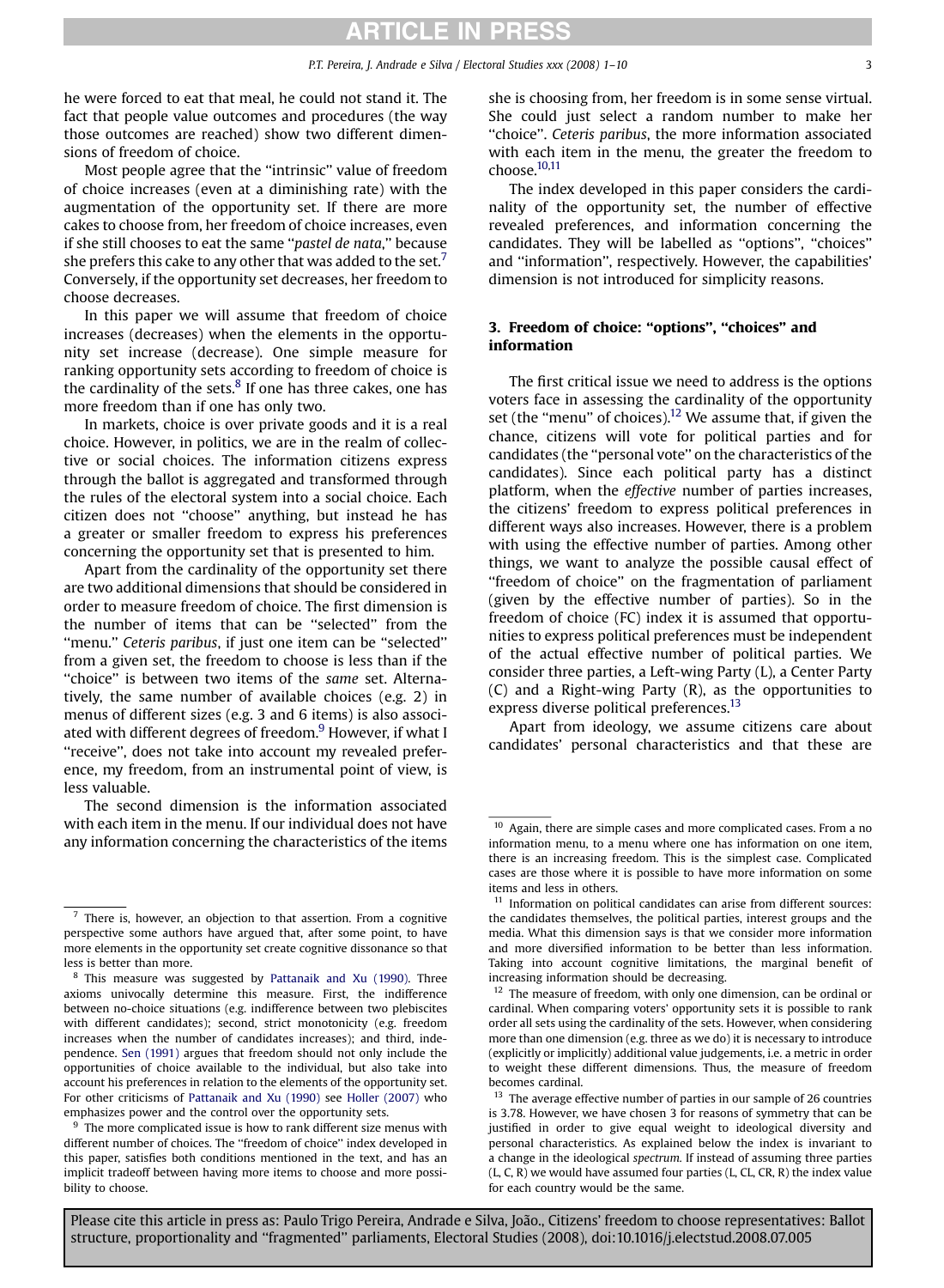he were forced to eat that meal, he could not stand it. The fact that people value outcomes and procedures (the way those outcomes are reached) show two different dimensions of freedom of choice.

Most people agree that the "intrinsic" value of freedom of choice increases (even at a diminishing rate) with the augmentation of the opportunity set. If there are more cakes to choose from, her freedom of choice increases, even if she still chooses to eat the same "*pastel de nata*," because she prefers this cake to any other that was added to the set.[7] Conversely, if the opportunity set decreases, her freedom to choose decreases.

In this paper we will assume that freedom of choice increases (decreases) when the elements in the opportunity set increase (decrease). One simple measure for ranking opportunity sets according to freedom of choice is the cardinality of the sets.[8] If one has three cakes, one has more freedom than if one has only two.

In markets, choice is over private goods and it is a real choice. However, in politics, we are in the realm of collective or social choices. The information citizens express through the ballot is aggregated and transformed through the rules of the electoral system into a social choice. Each citizen does not "choose" anything, but instead he has a greater or smaller freedom to express his preferences concerning the opportunity set that is presented to him.

Apart from the cardinality of the opportunity set there are two additional dimensions that should be considered in order to measure freedom of choice. The first dimension is the number of items that can be "selected" from the "menu." *Ceteris paribus*, if just one item can be "selected" from a given set, the freedom to choose is less than if the "choice" is between two items of the *same* set. Alternatively, the same number of available choices (e.g. 2) in menus of different sizes (e.g. 3 and 6 items) is also associated with different degrees of freedom.[9] However, if what I "receive", does not take into account my revealed preference, my freedom, from an instrumental point of view, is less valuable.

The second dimension is the information associated with each item in the menu. If our individual does not have any information concerning the characteristics of the items she is choosing from, her freedom is in some sense virtual. She could just select a random number to make her "choice". *Ceteris paribus*, the more information associated with each item in the menu, the greater the freedom to choose.[10,11]

The index developed in this paper considers the cardinality of the opportunity set, the number of effective revealed preferences, and information concerning the candidates. They will be labelled as "options", "choices" and "information", respectively. However, the capabilities' dimension is not introduced for simplicity reasons.

## 3. Freedom of choice: "options", "choices" and information

The first critical issue we need to address is the options voters face in assessing the cardinality of the opportunity set (the "menu" of choices).[12] We assume that, if given the chance, citizens will vote for political parties and for candidates (the "personal vote" on the characteristics of the candidates). Since each political party has a distinct platform, when the *effective* number of parties increases, the citizens' freedom to express political preferences in different ways also increases. However, there is a problem with using the effective number of parties. Among other things, we want to analyze the possible causal effect of "freedom of choice" on the fragmentation of parliament (given by the effective number of parties). So in the freedom of choice (FC) index it is assumed that opportunities to express political preferences must be independent of the actual effective number of political parties. We consider three parties, a Left-wing Party (L), a Center Party (C) and a Right-wing Party (R), as the opportunities to express diverse political preferences.[13]

Apart from ideology, we assume citizens care about candidates' personal characteristics and that these are

---

[7] There is, however, an objection to that assertion. From a cognitive perspective some authors have argued that, after some point, to have more elements in the opportunity set create cognitive dissonance so that less is better than more.

[8] This measure was suggested by Pattanaik and Xu (1990). Three axioms univocally determine this measure. First, the indifference between no-choice situations (e.g. indifference between two plebiscites with different candidates); second, strict monotonicity (e.g. freedom increases when the number of candidates increases); and third, independence. Sen (1991) argues that freedom should not only include the opportunities of choice available to the individual, but also take into account his preferences in relation to the elements of the opportunity set. For other criticisms of Pattanaik and Xu (1990) see Holler (2007) who emphasizes power and the control over the opportunity sets.

[9] The more complicated issue is how to rank different size menus with different number of choices. The "freedom of choice" index developed in this paper, satisfies both conditions mentioned in the text, and has an implicit tradeoff between having more items to choose and more possibility to choose.

[10] Again, there are simple cases and more complicated cases. From a no information menu, to a menu where one has information on one item, there is an increasing freedom. This is the simplest case. Complicated cases are those where it is possible to have more information on some items and less in others.

[11] Information on political candidates can arise from different sources: the candidates themselves, the political parties, interest groups and the media. What this dimension says is that we consider more information and more diversified information to be better than less information. Taking into account cognitive limitations, the marginal benefit of increasing information should be decreasing.

[12] The measure of freedom, with only one dimension, can be ordinal or cardinal. When comparing voters' opportunity sets it is possible to rank order all sets using the cardinality of the sets. However, when considering more than one dimension (e.g. three as we do) it is necessary to introduce (explicitly or implicitly) additional value judgements, i.e. a metric in order to weight these different dimensions. Thus, the measure of freedom becomes cardinal.

[13] The average effective number of parties in our sample of 26 countries is 3.78. However, we have chosen 3 for reasons of symmetry that can be justified in order to give equal weight to ideological diversity and personal characteristics. As explained below the index is invariant to a change in the ideological *spectrum*. If instead of assuming three parties (L, C, R) we would have assumed four parties (L, CL, CR, R) the index value for each country would be the same.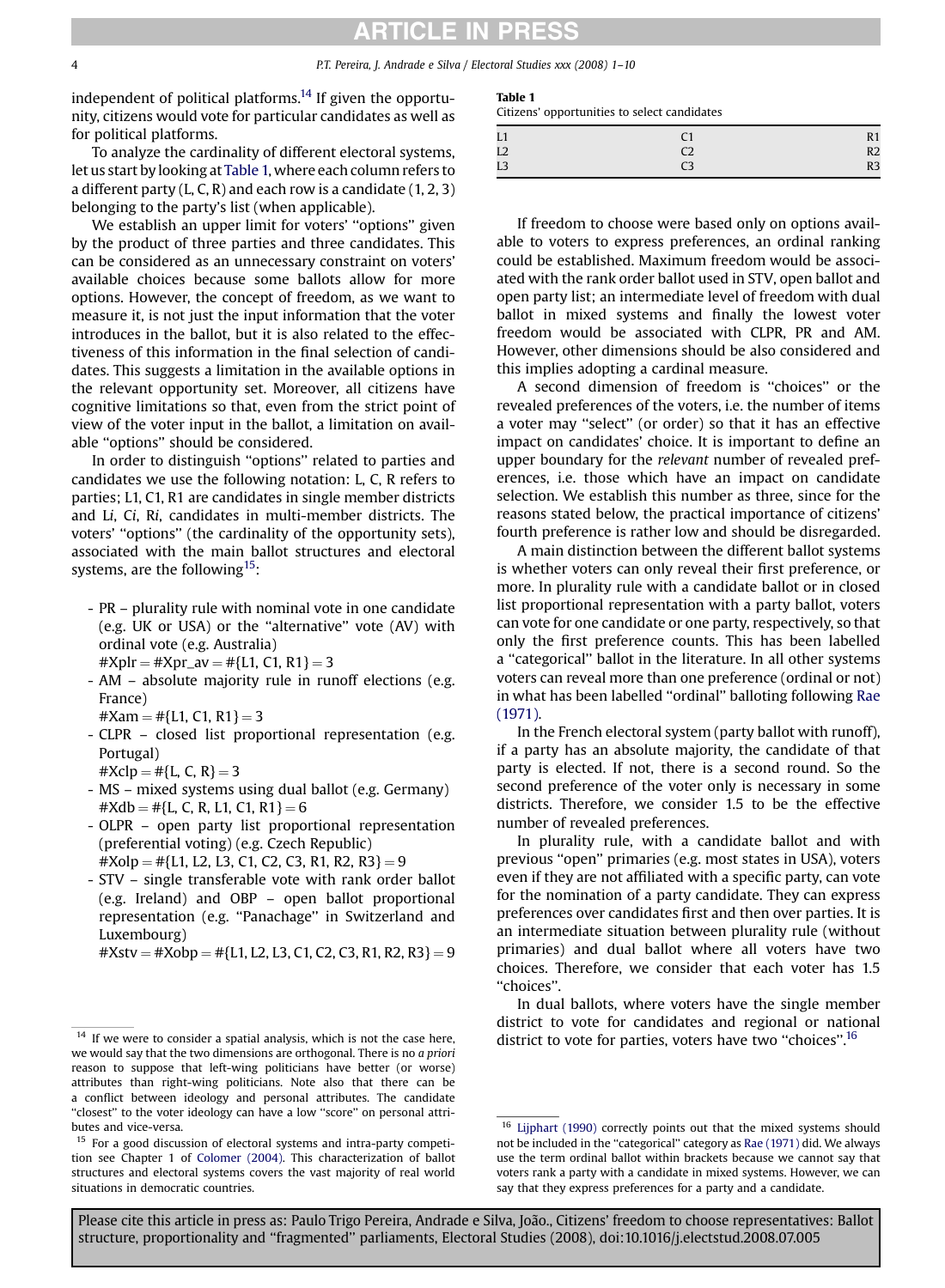independent of political platforms.[14] If given the opportunity, citizens would vote for particular candidates as well as for political platforms.

To analyze the cardinality of different electoral systems, let us start by looking at Table 1, where each column refers to a different party (L, C, R) and each row is a candidate (1, 2, 3) belonging to the party's list (when applicable).

We establish an upper limit for voters' "options" given by the product of three parties and three candidates. This can be considered as an unnecessary constraint on voters' available choices because some ballots allow for more options. However, the concept of freedom, as we want to measure it, is not just the input information that the voter introduces in the ballot, but it is also related to the effectiveness of this information in the final selection of candidates. This suggests a limitation in the available options in the relevant opportunity set. Moreover, all citizens have cognitive limitations so that, even from the strict point of view of the voter input in the ballot, a limitation on available "options" should be considered.

In order to distinguish "options" related to parties and candidates we use the following notation: L, C, R refers to parties; L1, C1, R1 are candidates in single member districts and L*i*, C*i*, R*i*, candidates in multi-member districts. The voters' "options" (the cardinality of the opportunity sets), associated with the main ballot structures and electoral systems, are the following[15]:

- PR – plurality rule with nominal vote in one candidate (e.g. UK or USA) or the "alternative" vote (AV) with ordinal vote (e.g. Australia)
  $\#X_{pr} = \#X_{pr\_av} = \#\{L1, C1, R1\} = 3$
- AM – absolute majority rule in runoff elections (e.g. France)
  $\#X_{am} = \#\{L1, C1, R1\} = 3$
- CLPR – closed list proportional representation (e.g. Portugal)
  $\#X_{clp} = \#\{L, C, R\} = 3$
- MS – mixed systems using dual ballot (e.g. Germany)
  $\#X_{db} = \#\{L, C, R, L1, C1, R1\} = 6$
- OLPR – open party list proportional representation (preferential voting) (e.g. Czech Republic)
  $\#X_{olp} = \#\{L1, L2, L3, C1, C2, C3, R1, R2, R3\} = 9$
- STV – single transferable vote with rank order ballot (e.g. Ireland) and OBP – open ballot proportional representation (e.g. "Panachage" in Switzerland and Luxembourg)
  $\#X_{stv} = \#X_{obp} = \#\{L1, L2, L3, C1, C2, C3, R1, R2, R3\} = 9$

**Table 1**
Citizens' opportunities to select candidates

| | | |
|---|---|---|
| L1 | C1 | R1 |
| L2 | C2 | R2 |
| L3 | C3 | R3 |

If freedom to choose were based only on options available to voters to express preferences, an ordinal ranking could be established. Maximum freedom would be associated with the rank order ballot used in STV, open ballot and open party list; an intermediate level of freedom with dual ballot in mixed systems and finally the lowest voter freedom would be associated with CLPR, PR and AM. However, other dimensions should be also considered and this implies adopting a cardinal measure.

A second dimension of freedom is "choices" or the revealed preferences of the voters, i.e. the number of items a voter may "select" (or order) so that it has an effective impact on candidates' choice. It is important to define an upper boundary for the *relevant* number of revealed preferences, i.e. those which have an impact on candidate selection. We establish this number as three, since for the reasons stated below, the practical importance of citizens' fourth preference is rather low and should be disregarded.

A main distinction between the different ballot systems is whether voters can only reveal their first preference, or more. In plurality rule with a candidate ballot or in closed list proportional representation with a party ballot, voters can vote for one candidate or one party, respectively, so that only the first preference counts. This has been labelled a "categorical" ballot in the literature. In all other systems voters can reveal more than one preference (ordinal or not) in what has been labelled "ordinal" balloting following Rae (1971).

In the French electoral system (party ballot with runoff), if a party has an absolute majority, the candidate of that party is elected. If not, there is a second round. So the second preference of the voter only is necessary in some districts. Therefore, we consider 1.5 to be the effective number of revealed preferences.

In plurality rule, with a candidate ballot and with previous "open" primaries (e.g. most states in USA), voters even if they are not affiliated with a specific party, can vote for the nomination of a party candidate. They can express preferences over candidates first and then over parties. It is an intermediate situation between plurality rule (without primaries) and dual ballot where all voters have two choices. Therefore, we consider that each voter has 1.5 "choices".

In dual ballots, where voters have the single member district to vote for candidates and regional or national district to vote for parties, voters have two "choices".[16]

---

[14] If we were to consider a spatial analysis, which is not the case here, we would say that the two dimensions are orthogonal. There is no *a priori* reason to suppose that left-wing politicians have better (or worse) attributes than right-wing politicians. Note also that there can be a conflict between ideology and personal attributes. The candidate "closest" to the voter ideology can have a low "score" on personal attributes and vice-versa.

[15] For a good discussion of electoral systems and intra-party competition see Chapter 1 of Colomer (2004). This characterization of ballot structures and electoral systems covers the vast majority of real world situations in democratic countries.

[16] Lijphart (1990) correctly points out that the mixed systems should not be included in the "categorical" category as Rae (1971) did. We always use the term ordinal ballot within brackets because we cannot say that voters rank a party with a candidate in mixed systems. However, we can say that they express preferences for a party and a candidate.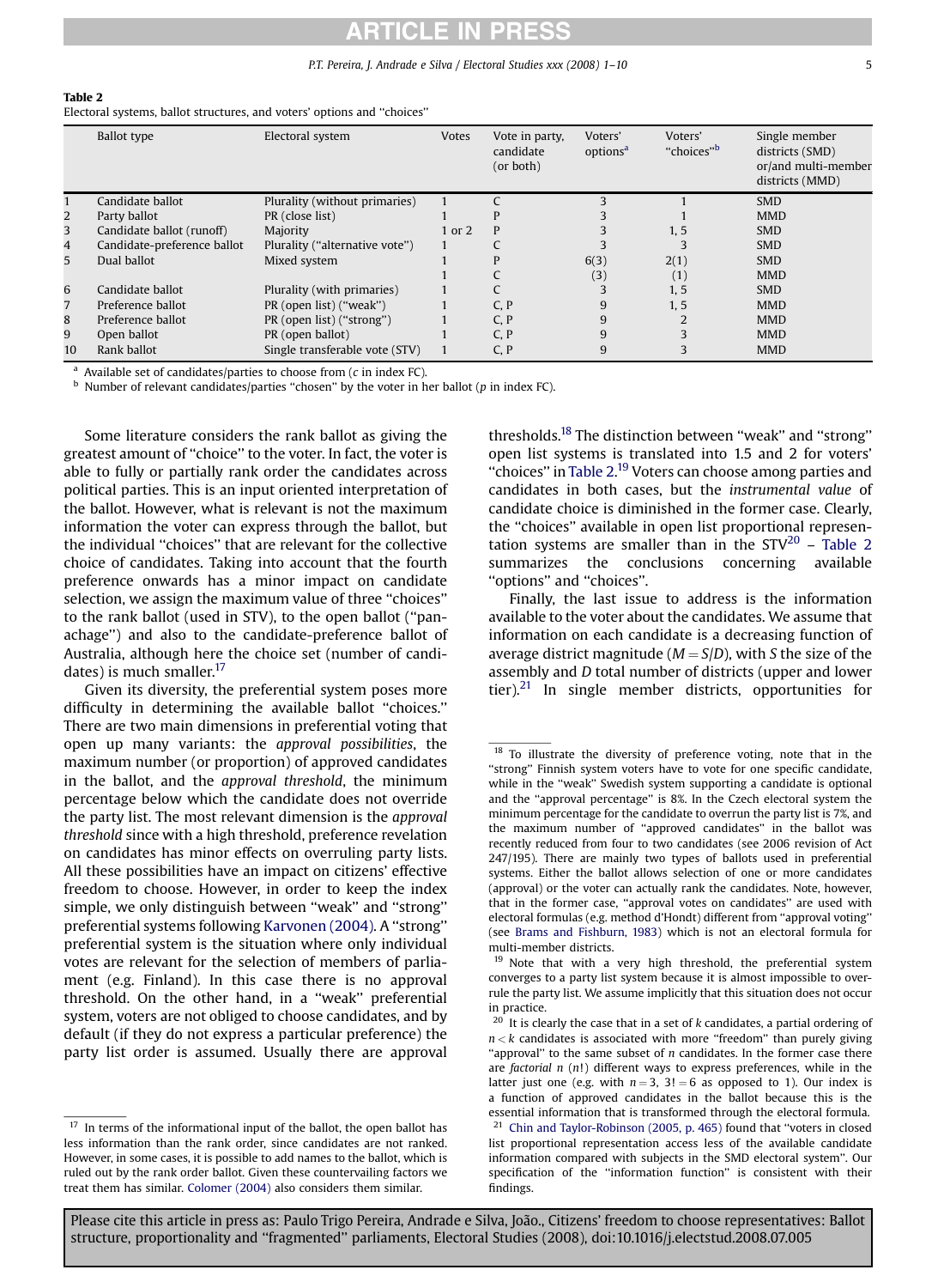**Table 2**
Electoral systems, ballot structures, and voters' options and "choices"

| | Ballot type | Electoral system | Votes | Vote in party, candidate (or both) | Voters' options[a] | Voters' "choices"[b] | Single member districts (SMD) or/and multi-member districts (MMD) |
|---|---|---|---|---|---|---|---|
| 1 | Candidate ballot | Plurality (without primaries) | 1 | C | 3 | 1 | SMD |
| 2 | Party ballot | PR (close list) | 1 | P | 3 | 1 | MMD |
| 3 | Candidate ballot (runoff) | Majority | 1 or 2 | P | 3 | 1, 5 | SMD |
| 4 | Candidate-preference ballot | Plurality ("alternative vote") | 1 | C | 3 | 3 | SMD |
| 5 | Dual ballot | Mixed system | 1 | P | 6(3) | 2(1) | SMD |
| | | | 1 | C | (3) | (1) | MMD |
| 6 | Candidate ballot | Plurality (with primaries) | 1 | C | 3 | 1, 5 | SMD |
| 7 | Preference ballot | PR (open list) ("weak") | 1 | C, P | 9 | 1, 5 | MMD |
| 8 | Preference ballot | PR (open list) ("strong") | 1 | C, P | 9 | 2 | MMD |
| 9 | Open ballot | PR (open ballot) | 1 | C, P | 9 | 3 | MMD |
| 10 | Rank ballot | Single transferable vote (STV) | 1 | C, P | 9 | 3 | MMD |

[a] Available set of candidates/parties to choose from ($c$ in index FC).
[b] Number of relevant candidates/parties "chosen" by the voter in her ballot ($p$ in index FC).

Some literature considers the rank ballot as giving the greatest amount of "choice" to the voter. In fact, the voter is able to fully or partially rank order the candidates across political parties. This is an input oriented interpretation of the ballot. However, what is relevant is not the maximum information the voter can express through the ballot, but the individual "choices" that are relevant for the collective choice of candidates. Taking into account that the fourth preference onwards has a minor impact on candidate selection, we assign the maximum value of three "choices" to the rank ballot (used in STV), to the open ballot ("panachage") and also to the candidate-preference ballot of Australia, although here the choice set (number of candidates) is much smaller.[17]

Given its diversity, the preferential system poses more difficulty in determining the available ballot "choices." There are two main dimensions in preferential voting that open up many variants: the *approval possibilities*, the maximum number (or proportion) of approved candidates in the ballot, and the *approval threshold*, the minimum percentage below which the candidate does not override the party list. The most relevant dimension is the *approval threshold* since with a high threshold, preference revelation on candidates has minor effects on overruling party lists. All these possibilities have an impact on citizens' effective freedom to choose. However, in order to keep the index simple, we only distinguish between "weak" and "strong" preferential systems following Karvonen (2004). A "strong" preferential system is the situation where only individual votes are relevant for the selection of members of parliament (e.g. Finland). In this case there is no approval threshold. On the other hand, in a "weak" preferential system, voters are not obliged to choose candidates, and by default (if they do not express a particular preference) the party list order is assumed. Usually there are approval thresholds.[18] The distinction between "weak" and "strong" open list systems is translated into 1.5 and 2 for voters' "choices" in Table 2.[19] Voters can choose among parties and candidates in both cases, but the *instrumental value* of candidate choice is diminished in the former case. Clearly, the "choices" available in open list proportional representation systems are smaller than in the STV[20] – Table 2 summarizes the conclusions concerning available "options" and "choices".

Finally, the last issue to address is the information available to the voter about the candidates. We assume that information on each candidate is a decreasing function of average district magnitude ($M = S/D$), with $S$ the size of the assembly and $D$ total number of districts (upper and lower tier).[21] In single member districts, opportunities for

---

[17] In terms of the informational input of the ballot, the open ballot has less information than the rank order, since candidates are not ranked. However, in some cases, it is possible to add names to the ballot, which is ruled out by the rank order ballot. Given these countervailing factors we treat them has similar. Colomer (2004) also considers them similar.

[18] To illustrate the diversity of preference voting, note that in the "strong" Finnish system voters have to vote for one specific candidate, while in the "weak" Swedish system supporting a candidate is optional and the "approval percentage" is 8%. In the Czech electoral system the minimum percentage for the candidate to overrun the party list is 7%, and the maximum number of "approved candidates" in the ballot was recently reduced from four to two candidates (see 2006 revision of Act 247/195). There are mainly two types of ballots used in preferential systems. Either the ballot allows selection of one or more candidates (approval) or the voter can actually rank the candidates. Note, however, that in the former case, "approval votes on candidates" are used with electoral formulas (e.g. method d'Hondt) different from "approval voting" (see Brams and Fishburn, 1983) which is not an electoral formula for multi-member districts.

[19] Note that with a very high threshold, the preferential system converges to a party list system because it is almost impossible to overrule the party list. We assume implicitly that this situation does not occur in practice.

[20] It is clearly the case that in a set of $k$ candidates, a partial ordering of $n < k$ candidates is associated with more "freedom" than purely giving "approval" to the same subset of $n$ candidates. In the former case there are *factorial* $n$ ($n!$) different ways to express preferences, while in the latter just one (e.g. with $n = 3$, $3! = 6$ as opposed to 1). Our index is a function of approved candidates in the ballot because this is the essential information that is transformed through the electoral formula.

[21] Chin and Taylor-Robinson (2005, p. 465) found that "voters in closed list proportional representation access less of the available candidate information compared with subjects in the SMD electoral system". Our specification of the "information function" is consistent with their findings.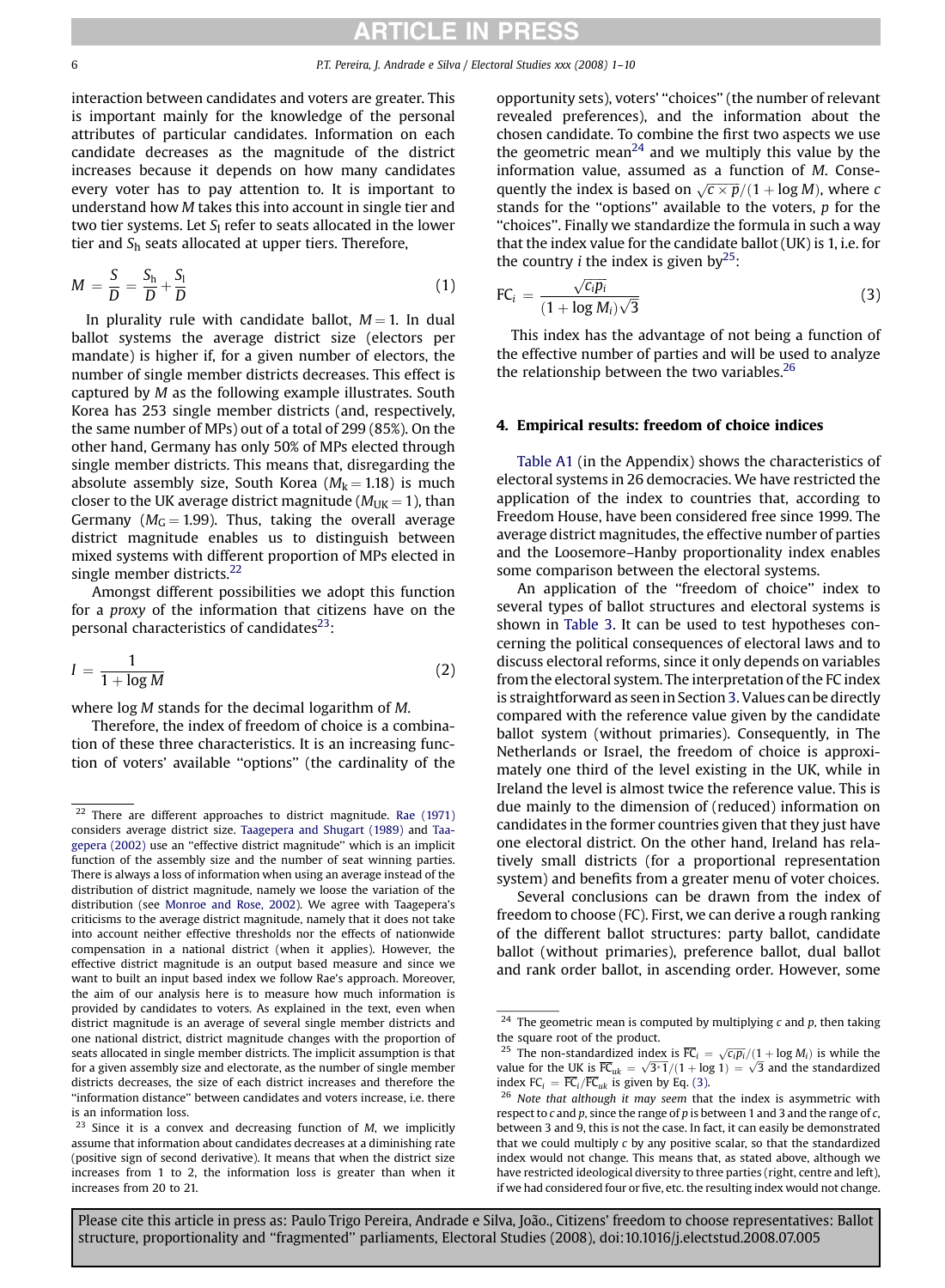interaction between candidates and voters are greater. This is important mainly for the knowledge of the personal attributes of particular candidates. Information on each candidate decreases as the magnitude of the district increases because it depends on how many candidates every voter has to pay attention to. It is important to understand how $M$ takes this into account in single tier and two tier systems. Let $S_l$ refer to seats allocated in the lower tier and $S_h$ seats allocated at upper tiers. Therefore,

$$M = \frac{S}{D} = \frac{S_h}{D} + \frac{S_l}{D} \tag{1}$$

In plurality rule with candidate ballot, $M = 1$. In dual ballot systems the average district size (electors per mandate) is higher if, for a given number of electors, the number of single member districts decreases. This effect is captured by $M$ as the following example illustrates. South Korea has 253 single member districts (and, respectively, the same number of MPs) out of a total of 299 (85%). On the other hand, Germany has only 50% of MPs elected through single member districts. This means that, disregarding the absolute assembly size, South Korea ($M_k = 1.18$) is much closer to the UK average district magnitude ($M_{UK} = 1$), than Germany ($M_G = 1.99$). Thus, taking the overall average district magnitude enables us to distinguish between mixed systems with different proportion of MPs elected in single member districts.[22]

Amongst different possibilities we adopt this function for a *proxy* of the information that citizens have on the personal characteristics of candidates[23]:

$$I = \frac{1}{1 + \log M} \tag{2}$$

where $\log M$ stands for the decimal logarithm of $M$.

Therefore, the index of freedom of choice is a combination of these three characteristics. It is an increasing function of voters' available "options" (the cardinality of the opportunity sets), voters' "choices" (the number of relevant revealed preferences), and the information about the chosen candidate. To combine the first two aspects we use the geometric mean[24] and we multiply this value by the information value, assumed as a function of $M$. Consequently the index is based on $\sqrt{c \times p}/(1 + \log M)$, where $c$ stands for the "options" available to the voters, $p$ for the "choices". Finally we standardize the formula in such a way that the index value for the candidate ballot (UK) is 1, i.e. for the country $i$ the index is given by[25]:

$$\text{FC}_i = \frac{\sqrt{c_i p_i}}{(1 + \log M_i)\sqrt{3}} \tag{3}$$

This index has the advantage of not being a function of the effective number of parties and will be used to analyze the relationship between the two variables.[26]

## 4. Empirical results: freedom of choice indices

Table A1 (in the Appendix) shows the characteristics of electoral systems in 26 democracies. We have restricted the application of the index to countries that, according to Freedom House, have been considered free since 1999. The average district magnitudes, the effective number of parties and the Loosemore–Hanby proportionality index enables some comparison between the electoral systems.

An application of the "freedom of choice" index to several types of ballot structures and electoral systems is shown in Table 3. It can be used to test hypotheses concerning the political consequences of electoral laws and to discuss electoral reforms, since it only depends on variables from the electoral system. The interpretation of the FC index is straightforward as seen in Section 3. Values can be directly compared with the reference value given by the candidate ballot system (without primaries). Consequently, in The Netherlands or Israel, the freedom of choice is approximately one third of the level existing in the UK, while in Ireland the level is almost twice the reference value. This is due mainly to the dimension of (reduced) information on candidates in the former countries given that they just have one electoral district. On the other hand, Ireland has relatively small districts (for a proportional representation system) and benefits from a greater menu of voter choices.

Several conclusions can be drawn from the index of freedom to choose (FC). First, we can derive a rough ranking of the different ballot structures: party ballot, candidate ballot (without primaries), preference ballot, dual ballot and rank order ballot, in ascending order. However, some

---

[22] There are different approaches to district magnitude. Rae (1971) considers average district size. Taagepera and Shugart (1989) and Taagepera (2002) use an "effective district magnitude" which is an implicit function of the assembly size and the number of seat winning parties. There is always a loss of information when using an average instead of the distribution of district magnitude, namely we loose the variation of the distribution (see Monroe and Rose, 2002). We agree with Taagepera's criticisms to the average district magnitude, namely that it does not take into account neither effective thresholds nor the effects of nationwide compensation in a national district (when it applies). However, the effective district magnitude is an output based measure and since we want to built an input based index we follow Rae's approach. Moreover, the aim of our analysis here is to measure how much information is provided by candidates to voters. As explained in the text, even when district magnitude is an average of several single member districts and one national district, district magnitude changes with the proportion of seats allocated in single member districts. The implicit assumption is that for a given assembly size and electorate, as the number of single member districts decreases, the size of each district increases and therefore the "information distance" between candidates and voters increase, i.e. there is an information loss.

[23] Since it is a convex and decreasing function of $M$, we implicitly assume that information about candidates decreases at a diminishing rate (positive sign of second derivative). It means that when the district size increases from 1 to 2, the information loss is greater than when it increases from 20 to 21.

[24] The geometric mean is computed by multiplying $c$ and $p$, then taking the square root of the product.

[25] The non-standardized index is $\overline{\text{FC}}_i = \sqrt{c_i p_i}/(1 + \log M_i)$ is while the value for the UK is $\overline{\text{FC}}_{uk} = \sqrt{3 * 1}/(1 + \log 1) = \sqrt{3}$ and the standardized index $\text{FC}_i = \overline{\text{FC}}_i/\overline{\text{FC}}_{uk}$ is given by Eq. (3).

[26] *Note that although it may seem* that the index is asymmetric with respect to $c$ and $p$, since the range of $p$ is between 1 and 3 and the range of $c$, between 3 and 9, this is not the case. In fact, it can easily be demonstrated that we could multiply $c$ by any positive scalar, so that the standardized index would not change. This means that, as stated above, although we have restricted ideological diversity to three parties (right, centre and left), if we had considered four or five, etc. the resulting index would not change.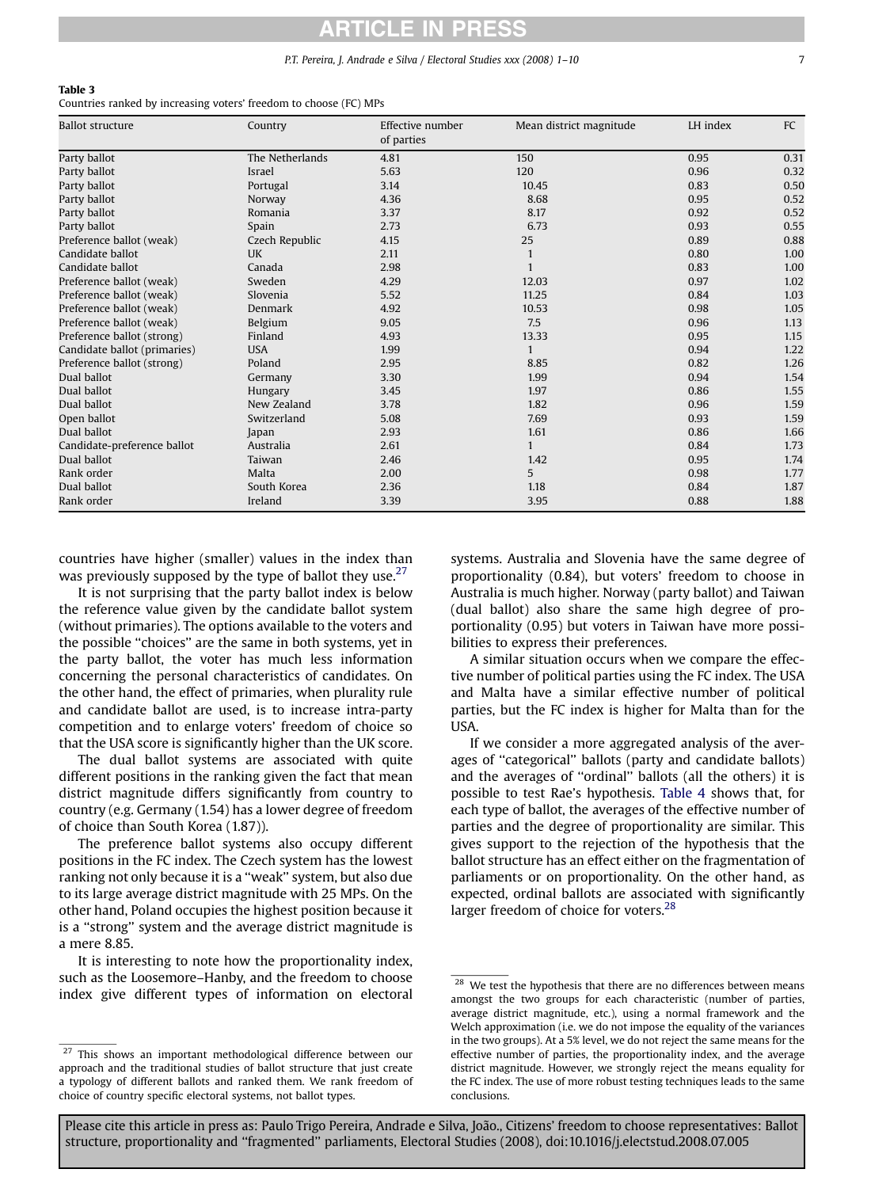**Table 3**
Countries ranked by increasing voters' freedom to choose (FC) MPs

| Ballot structure | Country | Effective number of parties | Mean district magnitude | LH index | FC |
|---|---|---|---|---|---|
| Party ballot | The Netherlands | 4.81 | 150 | 0.95 | 0.31 |
| Party ballot | Israel | 5.63 | 120 | 0.96 | 0.32 |
| Party ballot | Portugal | 3.14 | 10.45 | 0.83 | 0.50 |
| Party ballot | Norway | 4.36 | 8.68 | 0.95 | 0.52 |
| Party ballot | Romania | 3.37 | 8.17 | 0.92 | 0.52 |
| Party ballot | Spain | 2.73 | 6.73 | 0.93 | 0.55 |
| Preference ballot (weak) | Czech Republic | 4.15 | 25 | 0.89 | 0.88 |
| Candidate ballot | UK | 2.11 | 1 | 0.80 | 1.00 |
| Candidate ballot | Canada | 2.98 | 1 | 0.83 | 1.00 |
| Preference ballot (weak) | Sweden | 4.29 | 12.03 | 0.97 | 1.02 |
| Preference ballot (weak) | Slovenia | 5.52 | 11.25 | 0.84 | 1.03 |
| Preference ballot (weak) | Denmark | 4.92 | 10.53 | 0.98 | 1.05 |
| Preference ballot (weak) | Belgium | 9.05 | 7.5 | 0.96 | 1.13 |
| Preference ballot (strong) | Finland | 4.93 | 13.33 | 0.95 | 1.15 |
| Candidate ballot (primaries) | USA | 1.99 | 1 | 0.94 | 1.22 |
| Preference ballot (strong) | Poland | 2.95 | 8.85 | 0.82 | 1.26 |
| Dual ballot | Germany | 3.30 | 1.99 | 0.94 | 1.54 |
| Dual ballot | Hungary | 3.45 | 1.97 | 0.86 | 1.55 |
| Dual ballot | New Zealand | 3.78 | 1.82 | 0.96 | 1.59 |
| Open ballot | Switzerland | 5.08 | 7.69 | 0.93 | 1.59 |
| Dual ballot | Japan | 2.93 | 1.61 | 0.86 | 1.66 |
| Candidate-preference ballot | Australia | 2.61 | 1 | 0.84 | 1.73 |
| Dual ballot | Taiwan | 2.46 | 1.42 | 0.95 | 1.74 |
| Rank order | Malta | 2.00 | 5 | 0.98 | 1.77 |
| Dual ballot | South Korea | 2.36 | 1.18 | 0.84 | 1.87 |
| Rank order | Ireland | 3.39 | 3.95 | 0.88 | 1.88 |

countries have higher (smaller) values in the index than was previously supposed by the type of ballot they use.[27]

It is not surprising that the party ballot index is below the reference value given by the candidate ballot system (without primaries). The options available to the voters and the possible "choices" are the same in both systems, yet in the party ballot, the voter has much less information concerning the personal characteristics of candidates. On the other hand, the effect of primaries, when plurality rule and candidate ballot are used, is to increase intra-party competition and to enlarge voters' freedom of choice so that the USA score is significantly higher than the UK score.

The dual ballot systems are associated with quite different positions in the ranking given the fact that mean district magnitude differs significantly from country to country (e.g. Germany (1.54) has a lower degree of freedom of choice than South Korea (1.87)).

The preference ballot systems also occupy different positions in the FC index. The Czech system has the lowest ranking not only because it is a "weak" system, but also due to its large average district magnitude with 25 MPs. On the other hand, Poland occupies the highest position because it is a "strong" system and the average district magnitude is a mere 8.85.

It is interesting to note how the proportionality index, such as the Loosemore–Hanby, and the freedom to choose index give different types of information on electoral systems. Australia and Slovenia have the same degree of proportionality (0.84), but voters' freedom to choose in Australia is much higher. Norway (party ballot) and Taiwan (dual ballot) also share the same high degree of proportionality (0.95) but voters in Taiwan have more possibilities to express their preferences.

A similar situation occurs when we compare the effective number of political parties using the FC index. The USA and Malta have a similar effective number of political parties, but the FC index is higher for Malta than for the USA.

If we consider a more aggregated analysis of the averages of "categorical" ballots (party and candidate ballots) and the averages of "ordinal" ballots (all the others) it is possible to test Rae's hypothesis. Table 4 shows that, for each type of ballot, the averages of the effective number of parties and the degree of proportionality are similar. This gives support to the rejection of the hypothesis that the ballot structure has an effect either on the fragmentation of parliaments or on proportionality. On the other hand, as expected, ordinal ballots are associated with significantly larger freedom of choice for voters.[28]

[27] This shows an important methodological difference between our approach and the traditional studies of ballot structure that just create a typology of different ballots and ranked them. We rank freedom of choice of country specific electoral systems, not ballot types.

[28] We test the hypothesis that there are no differences between means amongst the two groups for each characteristic (number of parties, average district magnitude, etc.), using a normal framework and the Welch approximation (i.e. we do not impose the equality of the variances in the two groups). At a 5% level, we do not reject the same means for the effective number of parties, the proportionality index, and the average district magnitude. However, we strongly reject the means equality for the FC index. The use of more robust testing techniques leads to the same conclusions.

Please cite this article in press as: Paulo Trigo Pereira, Andrade e Silva, João., Citizens' freedom to choose representatives: Ballot structure, proportionality and "fragmented" parliaments, Electoral Studies (2008), doi:10.1016/j.electstud.2008.07.005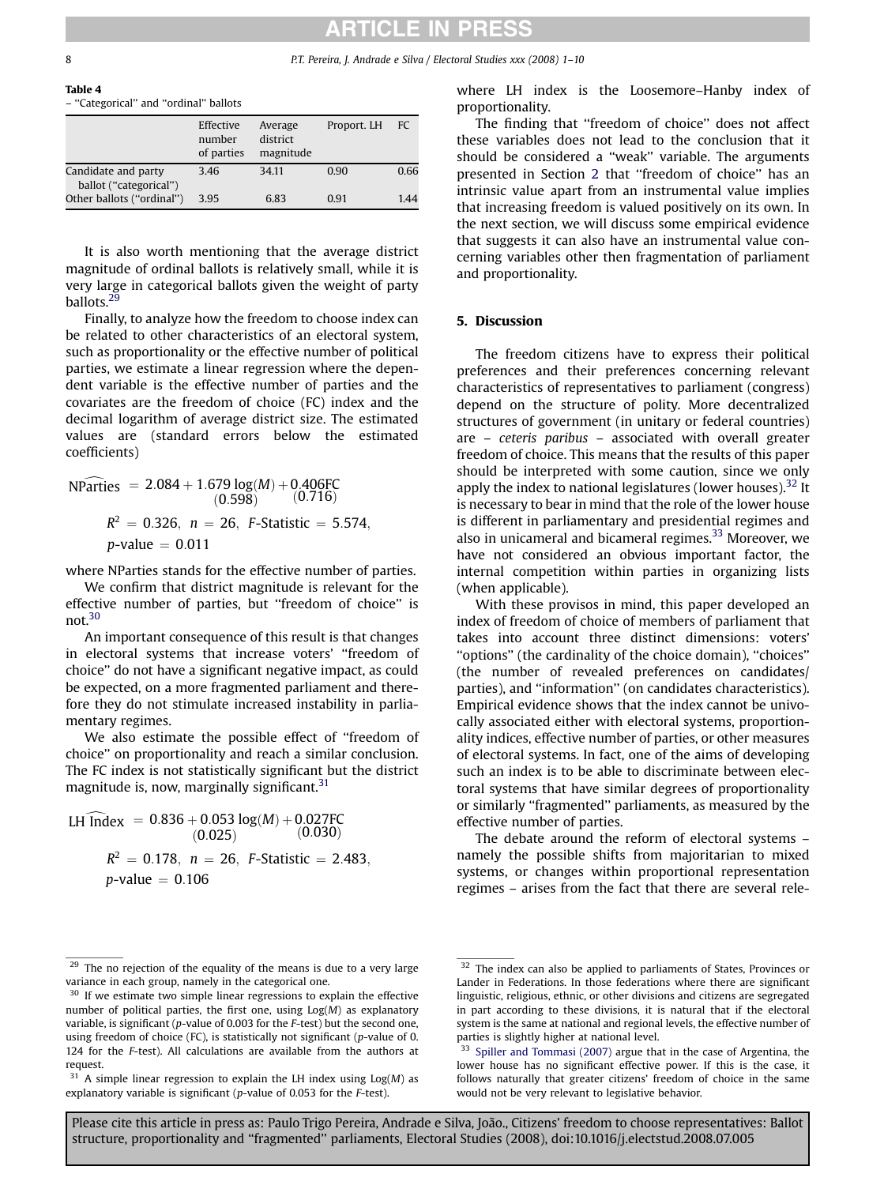**Table 4**
– "Categorical" and "ordinal" ballots

| | Effective number of parties | Average district magnitude | Proport. LH | FC |
|---|---|---|---|---|
| Candidate and party ballot ("categorical") | 3.46 | 34.11 | 0.90 | 0.66 |
| Other ballots ("ordinal") | 3.95 | 6.83 | 0.91 | 1.44 |

It is also worth mentioning that the average district magnitude of ordinal ballots is relatively small, while it is very large in categorical ballots given the weight of party ballots.[29]

Finally, to analyze how the freedom to choose index can be related to other characteristics of an electoral system, such as proportionality or the effective number of political parties, we estimate a linear regression where the dependent variable is the effective number of parties and the covariates are the freedom of choice (FC) index and the decimal logarithm of average district size. The estimated values are (standard errors below the estimated coefficients)

$$\widehat{\text{NParties}} = 2.084 + \underset{(0.598)}{1.679}\log(M) + \underset{(0.716)}{0.406}\text{FC}$$

$$R^2 = 0.326,\ n = 26,\ F\text{-Statistic} = 5.574,$$

$$p\text{-value} = 0.011$$

where NParties stands for the effective number of parties.

We confirm that district magnitude is relevant for the effective number of parties, but "freedom of choice" is not.[30]

An important consequence of this result is that changes in electoral systems that increase voters' "freedom of choice" do not have a significant negative impact, as could be expected, on a more fragmented parliament and therefore they do not stimulate increased instability in parliamentary regimes.

We also estimate the possible effect of "freedom of choice" on proportionality and reach a similar conclusion. The FC index is not statistically significant but the district magnitude is, now, marginally significant.[31]

$$\widehat{\text{LH Index}} = 0.836 + \underset{(0.025)}{0.053}\log(M) + \underset{(0.030)}{0.027}\text{FC}$$

$$R^2 = 0.178,\ n = 26,\ F\text{-Statistic} = 2.483,$$

$$p\text{-value} = 0.106$$

where LH index is the Loosemore–Hanby index of proportionality.

The finding that "freedom of choice" does not affect these variables does not lead to the conclusion that it should be considered a "weak" variable. The arguments presented in Section 2 that "freedom of choice" has an intrinsic value apart from an instrumental value implies that increasing freedom is valued positively on its own. In the next section, we will discuss some empirical evidence that suggests it can also have an instrumental value concerning variables other then fragmentation of parliament and proportionality.

## 5. Discussion

The freedom citizens have to express their political preferences and their preferences concerning relevant characteristics of representatives to parliament (congress) depend on the structure of polity. More decentralized structures of government (in unitary or federal countries) are – *ceteris paribus* – associated with overall greater freedom of choice. This means that the results of this paper should be interpreted with some caution, since we only apply the index to national legislatures (lower houses).[32] It is necessary to bear in mind that the role of the lower house is different in parliamentary and presidential regimes and also in unicameral and bicameral regimes.[33] Moreover, we have not considered an obvious important factor, the internal competition within parties in organizing lists (when applicable).

With these provisos in mind, this paper developed an index of freedom of choice of members of parliament that takes into account three distinct dimensions: voters' "options" (the cardinality of the choice domain), "choices" (the number of revealed preferences on candidates/parties), and "information" (on candidates characteristics). Empirical evidence shows that the index cannot be univocally associated either with electoral systems, proportionality indices, effective number of parties, or other measures of electoral systems. In fact, one of the aims of developing such an index is to be able to discriminate between electoral systems that have similar degrees of proportionality or similarly "fragmented" parliaments, as measured by the effective number of parties.

The debate around the reform of electoral systems – namely the possible shifts from majoritarian to mixed systems, or changes within proportional representation regimes – arises from the fact that there are several rele-

---

[29] The no rejection of the equality of the means is due to a very large variance in each group, namely in the categorical one.

[30] If we estimate two simple linear regressions to explain the effective number of political parties, the first one, using Log($M$) as explanatory variable, is significant ($p$-value of 0.003 for the $F$-test) but the second one, using freedom of choice (FC), is statistically not significant ($p$-value of 0. 124 for the $F$-test). All calculations are available from the authors at request.

[31] A simple linear regression to explain the LH index using Log($M$) as explanatory variable is significant ($p$-value of 0.053 for the $F$-test).

[32] The index can also be applied to parliaments of States, Provinces or Lander in Federations. In those federations where there are significant linguistic, religious, ethnic, or other divisions and citizens are segregated in part according to these divisions, it is natural that if the electoral system is the same at national and regional levels, the effective number of parties is slightly higher at national level.

[33] Spiller and Tommasi (2007) argue that in the case of Argentina, the lower house has no significant effective power. If this is the case, it follows naturally that greater citizens' freedom of choice in the same would not be very relevant to legislative behavior.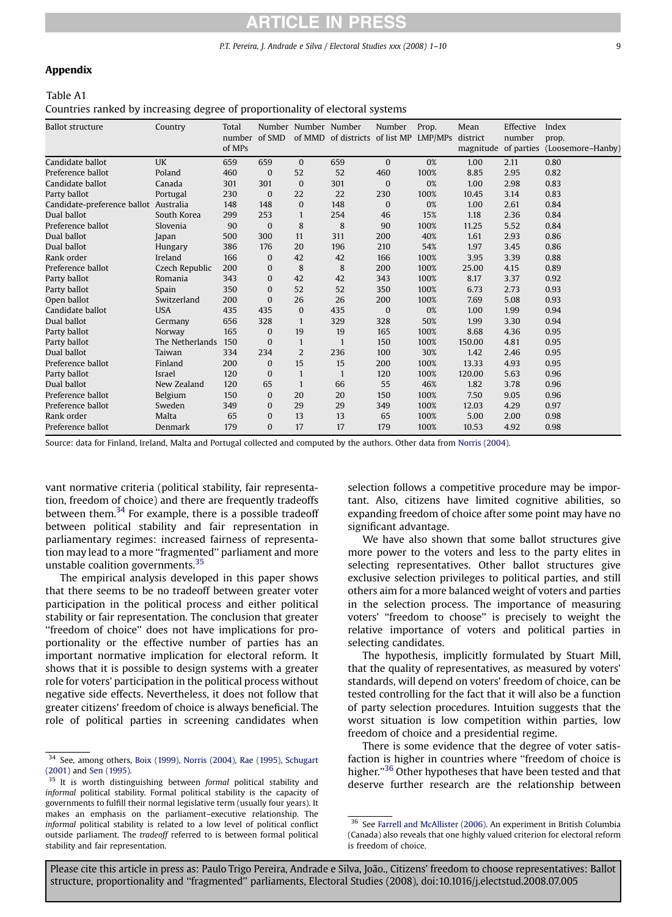## Appendix

Table A1
Countries ranked by increasing degree of proportionality of electoral systems

| Ballot structure | Country | Total number of MPs | Number of SMD | Number of MMD | Number of districts | Number of list MP | Prop. LMP/MPs | Mean district magnitude | Effective number of parties | Index prop. (Loosemore–Hanby) |
|---|---|---|---|---|---|---|---|---|---|---|
| Candidate ballot | UK | 659 | 659 | 0 | 659 | 0 | 0% | 1.00 | 2.11 | 0.80 |
| Preference ballot | Poland | 460 | 0 | 52 | 52 | 460 | 100% | 8.85 | 2.95 | 0.82 |
| Candidate ballot | Canada | 301 | 301 | 0 | 301 | 0 | 0% | 1.00 | 2.98 | 0.83 |
| Party ballot | Portugal | 230 | 0 | 22 | 22 | 230 | 100% | 10.45 | 3.14 | 0.83 |
| Candidate-preference ballot | Australia | 148 | 148 | 0 | 148 | 0 | 0% | 1.00 | 2.61 | 0.84 |
| Dual ballot | South Korea | 299 | 253 | 1 | 254 | 46 | 15% | 1.18 | 2.36 | 0.84 |
| Preference ballot | Slovenia | 90 | 0 | 8 | 8 | 90 | 100% | 11.25 | 5.52 | 0.84 |
| Dual ballot | Japan | 500 | 300 | 11 | 311 | 200 | 40% | 1.61 | 2.93 | 0.86 |
| Dual ballot | Hungary | 386 | 176 | 20 | 196 | 210 | 54% | 1.97 | 3.45 | 0.86 |
| Rank order | Ireland | 166 | 0 | 42 | 42 | 166 | 100% | 3.95 | 3.39 | 0.88 |
| Preference ballot | Czech Republic | 200 | 0 | 8 | 8 | 200 | 100% | 25.00 | 4.15 | 0.89 |
| Party ballot | Romania | 343 | 0 | 42 | 42 | 343 | 100% | 8.17 | 3.37 | 0.92 |
| Party ballot | Spain | 350 | 0 | 52 | 52 | 350 | 100% | 6.73 | 2.73 | 0.93 |
| Open ballot | Switzerland | 200 | 0 | 26 | 26 | 200 | 100% | 7.69 | 5.08 | 0.93 |
| Candidate ballot | USA | 435 | 435 | 0 | 435 | 0 | 0% | 1.00 | 1.99 | 0.94 |
| Dual ballot | Germany | 656 | 328 | 1 | 329 | 328 | 50% | 1.99 | 3.30 | 0.94 |
| Party ballot | Norway | 165 | 0 | 19 | 19 | 165 | 100% | 8.68 | 4.36 | 0.95 |
| Party ballot | The Netherlands | 150 | 0 | 1 | 1 | 150 | 100% | 150.00 | 4.81 | 0.95 |
| Dual ballot | Taiwan | 334 | 234 | 2 | 236 | 100 | 30% | 1.42 | 2.46 | 0.95 |
| Preference ballot | Finland | 200 | 0 | 15 | 15 | 200 | 100% | 13.33 | 4.93 | 0.95 |
| Party ballot | Israel | 120 | 0 | 1 | 1 | 120 | 100% | 120.00 | 5.63 | 0.96 |
| Dual ballot | New Zealand | 120 | 65 | 1 | 66 | 55 | 46% | 1.82 | 3.78 | 0.96 |
| Preference ballot | Belgium | 150 | 0 | 20 | 20 | 150 | 100% | 7.50 | 9.05 | 0.96 |
| Preference ballot | Sweden | 349 | 0 | 29 | 29 | 349 | 100% | 12.03 | 4.29 | 0.97 |
| Rank order | Malta | 65 | 0 | 13 | 13 | 65 | 100% | 5.00 | 2.00 | 0.98 |
| Preference ballot | Denmark | 179 | 0 | 17 | 17 | 179 | 100% | 10.53 | 4.92 | 0.98 |

Source: data for Finland, Ireland, Malta and Portugal collected and computed by the authors. Other data from Norris (2004).

vant normative criteria (political stability, fair representation, freedom of choice) and there are frequently tradeoffs between them.[34] For example, there is a possible tradeoff between political stability and fair representation in parliamentary regimes: increased fairness of representation may lead to a more "fragmented" parliament and more unstable coalition governments.[35]

The empirical analysis developed in this paper shows that there seems to be no tradeoff between greater voter participation in the political process and either political stability or fair representation. The conclusion that greater "freedom of choice" does not have implications for proportionality or the effective number of parties has an important normative implication for electoral reform. It shows that it is possible to design systems with a greater role for voters' participation in the political process without negative side effects. Nevertheless, it does not follow that greater citizens' freedom of choice is always beneficial. The role of political parties in screening candidates when selection follows a competitive procedure may be important. Also, citizens have limited cognitive abilities, so expanding freedom of choice after some point may have no significant advantage.

We have also shown that some ballot structures give more power to the voters and less to the party elites in selecting representatives. Other ballot structures give exclusive selection privileges to political parties, and still others aim for a more balanced weight of voters and parties in the selection process. The importance of measuring voters' "freedom to choose" is precisely to weight the relative importance of voters and political parties in selecting candidates.

The hypothesis, implicitly formulated by Stuart Mill, that the quality of representatives, as measured by voters' standards, will depend on voters' freedom of choice, can be tested controlling for the fact that it will also be a function of party selection procedures. Intuition suggests that the worst situation is low competition within parties, low freedom of choice and a presidential regime.

There is some evidence that the degree of voter satisfaction is higher in countries where "freedom of choice is higher."[36] Other hypotheses that have been tested and that deserve further research are the relationship between

---

[34] See, among others, Boix (1999), Norris (2004), Rae (1995), Schugart (2001) and Sen (1995).

[35] It is worth distinguishing between *formal* political stability and *informal* political stability. Formal political stability is the capacity of governments to fulfill their normal legislative term (usually four years). It makes an emphasis on the parliament–executive relationship. The *informal* political stability is related to a low level of political conflict outside parliament. The *tradeoff* referred to is between formal political stability and fair representation.

[36] See Farrell and McAllister (2006). An experiment in British Columbia (Canada) also reveals that one highly valued criterion for electoral reform is freedom of choice.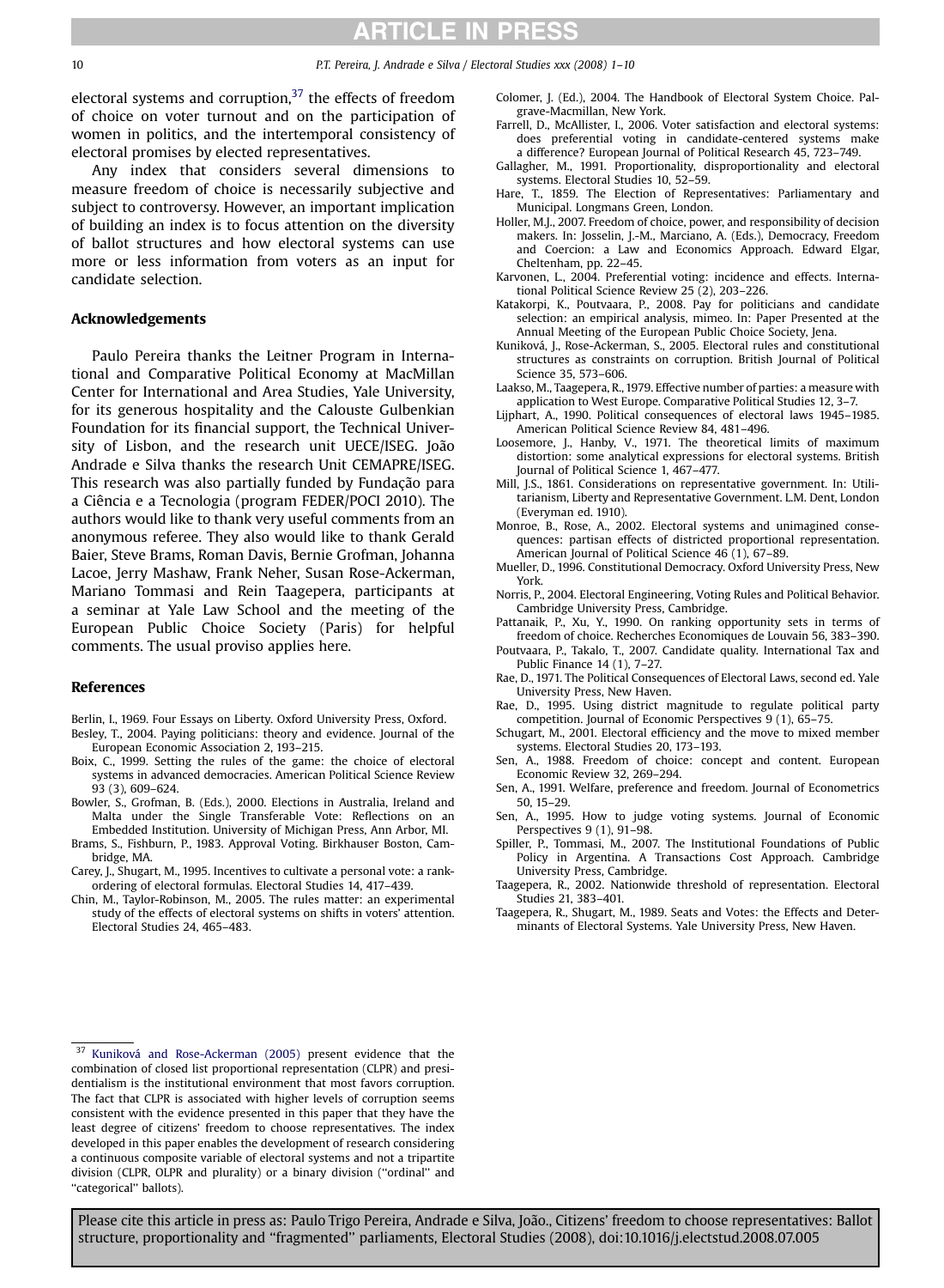electoral systems and corruption,[37] the effects of freedom of choice on voter turnout and on the participation of women in politics, and the intertemporal consistency of electoral promises by elected representatives.

Any index that considers several dimensions to measure freedom of choice is necessarily subjective and subject to controversy. However, an important implication of building an index is to focus attention on the diversity of ballot structures and how electoral systems can use more or less information from voters as an input for candidate selection.

## Acknowledgements

Paulo Pereira thanks the Leitner Program in International and Comparative Political Economy at MacMillan Center for International and Area Studies, Yale University, for its generous hospitality and the Calouste Gulbenkian Foundation for its financial support, the Technical University of Lisbon, and the research unit UECE/ISEG. João Andrade e Silva thanks the research Unit CEMAPRE/ISEG. This research was also partially funded by Fundação para a Ciência e a Tecnologia (program FEDER/POCI 2010). The authors would like to thank very useful comments from an anonymous referee. They also would like to thank Gerald Baier, Steve Brams, Roman Davis, Bernie Grofman, Johanna Lacoe, Jerry Mashaw, Frank Neher, Susan Rose-Ackerman, Mariano Tommasi and Rein Taagepera, participants at a seminar at Yale Law School and the meeting of the European Public Choice Society (Paris) for helpful comments. The usual proviso applies here.

## References

Berlin, I., 1969. Four Essays on Liberty. Oxford University Press, Oxford.

Besley, T., 2004. Paying politicians: theory and evidence. Journal of the European Economic Association 2, 193–215.

Boix, C., 1999. Setting the rules of the game: the choice of electoral systems in advanced democracies. American Political Science Review 93 (3), 609–624.

Bowler, S., Grofman, B. (Eds.), 2000. Elections in Australia, Ireland and Malta under the Single Transferable Vote: Reflections on an Embedded Institution. University of Michigan Press, Ann Arbor, MI.

Brams, S., Fishburn, P., 1983. Approval Voting. Birkhauser Boston, Cambridge, MA.

Carey, J., Shugart, M., 1995. Incentives to cultivate a personal vote: a rank-ordering of electoral formulas. Electoral Studies 14, 417–439.

Chin, M., Taylor-Robinson, M., 2005. The rules matter: an experimental study of the effects of electoral systems on shifts in voters' attention. Electoral Studies 24, 465–483.

Colomer, J. (Ed.), 2004. The Handbook of Electoral System Choice. Palgrave-Macmillan, New York.

Farrell, D., McAllister, I., 2006. Voter satisfaction and electoral systems: does preferential voting in candidate-centered systems make a difference? European Journal of Political Research 45, 723–749.

Gallagher, M., 1991. Proportionality, disproportionality and electoral systems. Electoral Studies 10, 52–59.

Hare, T., 1859. The Election of Representatives: Parliamentary and Municipal. Longmans Green, London.

Holler, M.J., 2007. Freedom of choice, power, and responsibility of decision makers. In: Josselin, J.-M., Marciano, A. (Eds.), Democracy, Freedom and Coercion: a Law and Economics Approach. Edward Elgar, Cheltenham, pp. 22–45.

Karvonen, L., 2004. Preferential voting: incidence and effects. International Political Science Review 25 (2), 203–226.

Katakorpi, K., Poutvaara, P., 2008. Pay for politicians and candidate selection: an empirical analysis, mimeo. In: Paper Presented at the Annual Meeting of the European Public Choice Society, Jena.

Kuniková, J., Rose-Ackerman, S., 2005. Electoral rules and constitutional structures as constraints on corruption. British Journal of Political Science 35, 573–606.

Laakso, M., Taagepera, R., 1979. Effective number of parties: a measure with application to West Europe. Comparative Political Studies 12, 3–7.

Lijphart, A., 1990. Political consequences of electoral laws 1945–1985. American Political Science Review 84, 481–496.

Loosemore, J., Hanby, V., 1971. The theoretical limits of maximum distortion: some analytical expressions for electoral systems. British Journal of Political Science 1, 467–477.

Mill, J.S., 1861. Considerations on representative government. In: Utilitarianism, Liberty and Representative Government. L.M. Dent, London (Everyman ed. 1910).

Monroe, B., Rose, A., 2002. Electoral systems and unimagined consequences: partisan effects of districted proportional representation. American Journal of Political Science 46 (1), 67–89.

Mueller, D., 1996. Constitutional Democracy. Oxford University Press, New York.

Norris, P., 2004. Electoral Engineering, Voting Rules and Political Behavior. Cambridge University Press, Cambridge.

Pattanaik, P., Xu, Y., 1990. On ranking opportunity sets in terms of freedom of choice. Recherches Economiques de Louvain 56, 383–390.

Poutvaara, P., Takalo, T., 2007. Candidate quality. International Tax and Public Finance 14 (1), 7–27.

Rae, D., 1971. The Political Consequences of Electoral Laws, second ed. Yale University Press, New Haven.

Rae, D., 1995. Using district magnitude to regulate political party competition. Journal of Economic Perspectives 9 (1), 65–75.

Schugart, M., 2001. Electoral efficiency and the move to mixed member systems. Electoral Studies 20, 173–193.

Sen, A., 1988. Freedom of choice: concept and content. European Economic Review 32, 269–294.

Sen, A., 1991. Welfare, preference and freedom. Journal of Econometrics 50, 15–29.

Sen, A., 1995. How to judge voting systems. Journal of Economic Perspectives 9 (1), 91–98.

Spiller, P., Tommasi, M., 2007. The Institutional Foundations of Public Policy in Argentina. A Transactions Cost Approach. Cambridge University Press, Cambridge.

Taagepera, R., 2002. Nationwide threshold of representation. Electoral Studies 21, 383–401.

Taagepera, R., Shugart, M., 1989. Seats and Votes: the Effects and Determinants of Electoral Systems. Yale University Press, New Haven.

[37] Kuniková and Rose-Ackerman (2005) present evidence that the combination of closed list proportional representation (CLPR) and presidentialism is the institutional environment that most favors corruption. The fact that CLPR is associated with higher levels of corruption seems consistent with the evidence presented in this paper that they have the least degree of citizens' freedom to choose representatives. The index developed in this paper enables the development of research considering a continuous composite variable of electoral systems and not a tripartite division (CLPR, OLPR and plurality) or a binary division (''ordinal'' and ''categorical'' ballots).